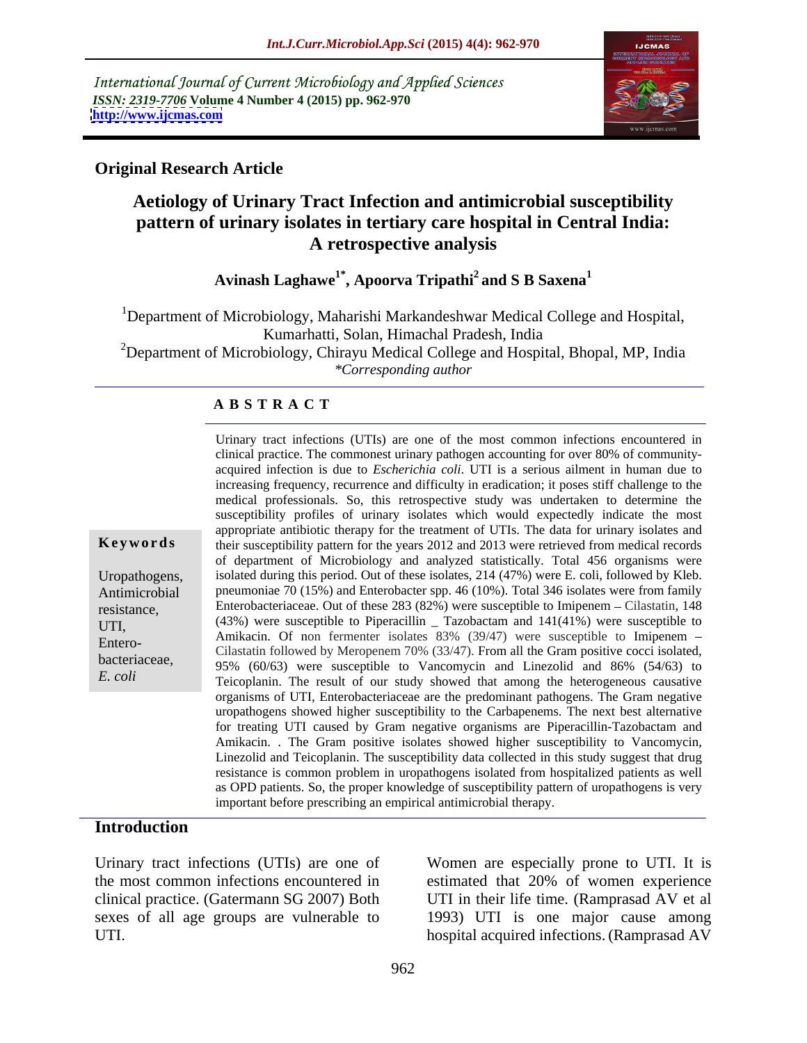International Journal of Current Microbiology and Applied Sciences
*ISSN: 2319-7706* **Volume 4 Number 4 (2015) pp. 962-970**
**http://www.ijcmas.com**

**Original Research Article**

# Aetiology of Urinary Tract Infection and antimicrobial susceptibility pattern of urinary isolates in tertiary care hospital in Central India: A retrospective analysis

**Avinash Laghawe[1*], Apoorva Tripathi[2] and S B Saxena[1]**

[1]Department of Microbiology, Maharishi Markandeshwar Medical College and Hospital, Kumarhatti, Solan, Himachal Pradesh, India
[2]Department of Microbiology, Chirayu Medical College and Hospital, Bhopal, MP, India
*\*Corresponding author*

## ABSTRACT

**Keywords**

Uropathogens, Antimicrobial resistance, UTI, Entero-bacteriaceae, *E. coli*

Urinary tract infections (UTIs) are one of the most common infections encountered in clinical practice. The commonest urinary pathogen accounting for over 80% of community-acquired infection is due to *Escherichia coli*. UTI is a serious ailment in human due to increasing frequency, recurrence and difficulty in eradication; it poses stiff challenge to the medical professionals. So, this retrospective study was undertaken to determine the susceptibility profiles of urinary isolates which would expectedly indicate the most appropriate antibiotic therapy for the treatment of UTIs. The data for urinary isolates and their susceptibility pattern for the years 2012 and 2013 were retrieved from medical records of department of Microbiology and analyzed statistically. Total 456 organisms were isolated during this period. Out of these isolates, 214 (47%) were E. coli, followed by Kleb. pneumoniae 70 (15%) and Enterobacter spp. 46 (10%). Total 346 isolates were from family Enterobacteriaceae. Out of these 283 (82%) were susceptible to Imipenem – Cilastatin, 148 (43%) were susceptible to Piperacillin _ Tazobactam and 141(41%) were susceptible to Amikacin. Of non fermenter isolates 83% (39/47) were susceptible to Imipenem – Cilastatin followed by Meropenem 70% (33/47). From all the Gram positive cocci isolated, 95% (60/63) were susceptible to Vancomycin and Linezolid and 86% (54/63) to Teicoplanin. The result of our study showed that among the heterogeneous causative organisms of UTI, Enterobacteriaceae are the predominant pathogens. The Gram negative uropathogens showed higher susceptibility to the Carbapenems. The next best alternative for treating UTI caused by Gram negative organisms are Piperacillin-Tazobactam and Amikacin. . The Gram positive isolates showed higher susceptibility to Vancomycin, Linezolid and Teicoplanin. The susceptibility data collected in this study suggest that drug resistance is common problem in uropathogens isolated from hospitalized patients as well as OPD patients. So, the proper knowledge of susceptibility pattern of uropathogens is very important before prescribing an empirical antimicrobial therapy.

## Introduction

Urinary tract infections (UTIs) are one of the most common infections encountered in clinical practice. (Gatermann SG 2007) Both sexes of all age groups are vulnerable to UTI.

Women are especially prone to UTI. It is estimated that 20% of women experience UTI in their life time. (Ramprasad AV et al 1993) UTI is one major cause among hospital acquired infections. (Ramprasad AV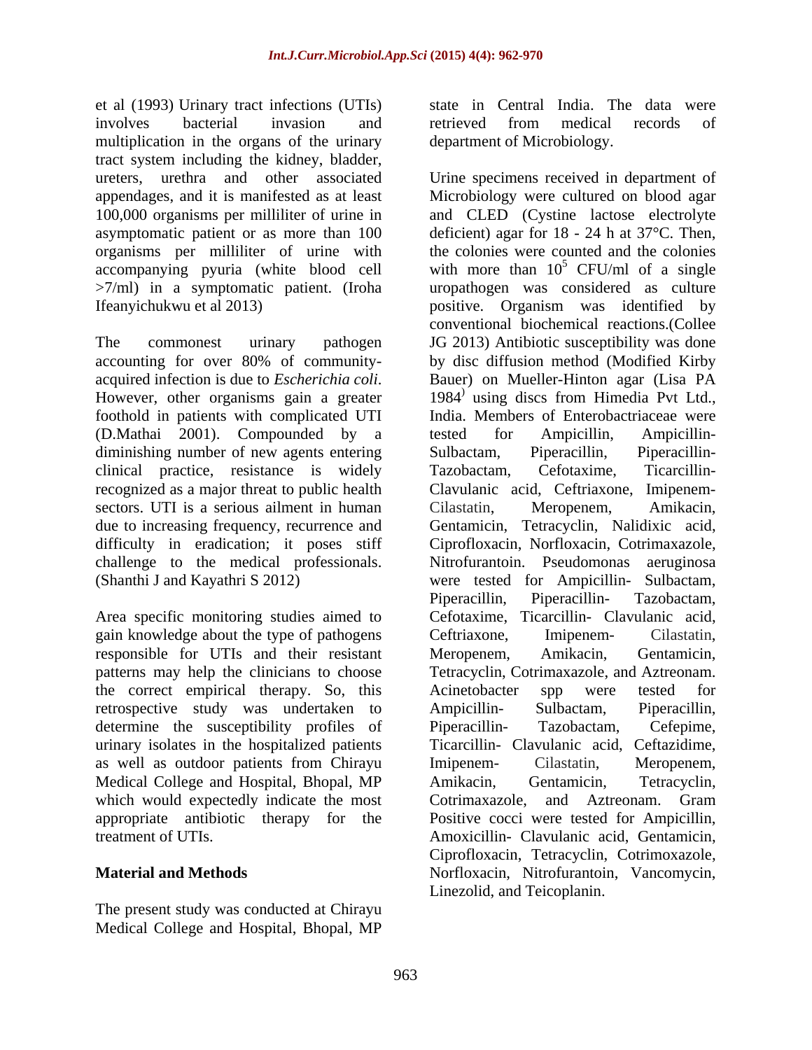et al (1993) Urinary tract infections (UTIs) involves bacterial invasion and multiplication in the organs of the urinary tract system including the kidney, bladder, ureters, urethra and other associated appendages, and it is manifested as at least 100,000 organisms per milliliter of urine in asymptomatic patient or as more than 100 organisms per milliliter of urine with accompanying pyuria (white blood cell >7/ml) in a symptomatic patient. (Iroha Ifeanyichukwu et al 2013)

The commonest urinary pathogen accounting for over 80% of community-acquired infection is due to *Escherichia coli*. However, other organisms gain a greater foothold in patients with complicated UTI (D.Mathai 2001). Compounded by a diminishing number of new agents entering clinical practice, resistance is widely recognized as a major threat to public health sectors. UTI is a serious ailment in human due to increasing frequency, recurrence and difficulty in eradication; it poses stiff challenge to the medical professionals. (Shanthi J and Kayathri S 2012)

Area specific monitoring studies aimed to gain knowledge about the type of pathogens responsible for UTIs and their resistant patterns may help the clinicians to choose the correct empirical therapy. So, this retrospective study was undertaken to determine the susceptibility profiles of urinary isolates in the hospitalized patients as well as outdoor patients from Chirayu Medical College and Hospital, Bhopal, MP which would expectedly indicate the most appropriate antibiotic therapy for the treatment of UTIs.

## Material and Methods

The present study was conducted at Chirayu Medical College and Hospital, Bhopal, MP state in Central India. The data were retrieved from medical records of department of Microbiology.

Urine specimens received in department of Microbiology were cultured on blood agar and CLED (Cystine lactose electrolyte deficient) agar for 18 - 24 h at 37°C. Then, the colonies were counted and the colonies with more than $10^5$ CFU/ml of a single uropathogen was considered as culture positive. Organism was identified by conventional biochemical reactions.(Collee JG 2013) Antibiotic susceptibility was done by disc diffusion method (Modified Kirby Bauer) on Mueller-Hinton agar (Lisa PA 1984) using discs from Himedia Pvt Ltd., India. Members of Enterobactriaceae were tested for Ampicillin, Ampicillin-Sulbactam, Piperacillin, Piperacillin-Tazobactam, Cefotaxime, Ticarcillin-Clavulanic acid, Ceftriaxone, Imipenem-Cilastatin, Meropenem, Amikacin, Gentamicin, Tetracyclin, Nalidixic acid, Ciprofloxacin, Norfloxacin, Cotrimaxazole, Nitrofurantoin. Pseudomonas aeruginosa were tested for Ampicillin- Sulbactam, Piperacillin, Piperacillin- Tazobactam, Cefotaxime, Ticarcillin- Clavulanic acid, Ceftriaxone, Imipenem- Cilastatin, Meropenem, Amikacin, Gentamicin, Tetracyclin, Cotrimaxazole, and Aztreonam. Acinetobacter spp were tested for Ampicillin- Sulbactam, Piperacillin, Piperacillin- Tazobactam, Cefepime, Ticarcillin- Clavulanic acid, Ceftazidime, Imipenem- Cilastatin, Meropenem, Amikacin, Gentamicin, Tetracyclin, Cotrimaxazole, and Aztreonam. Gram Positive cocci were tested for Ampicillin, Amoxicillin- Clavulanic acid, Gentamicin, Ciprofloxacin, Tetracyclin, Cotrimoxazole, Norfloxacin, Nitrofurantoin, Vancomycin, Linezolid, and Teicoplanin.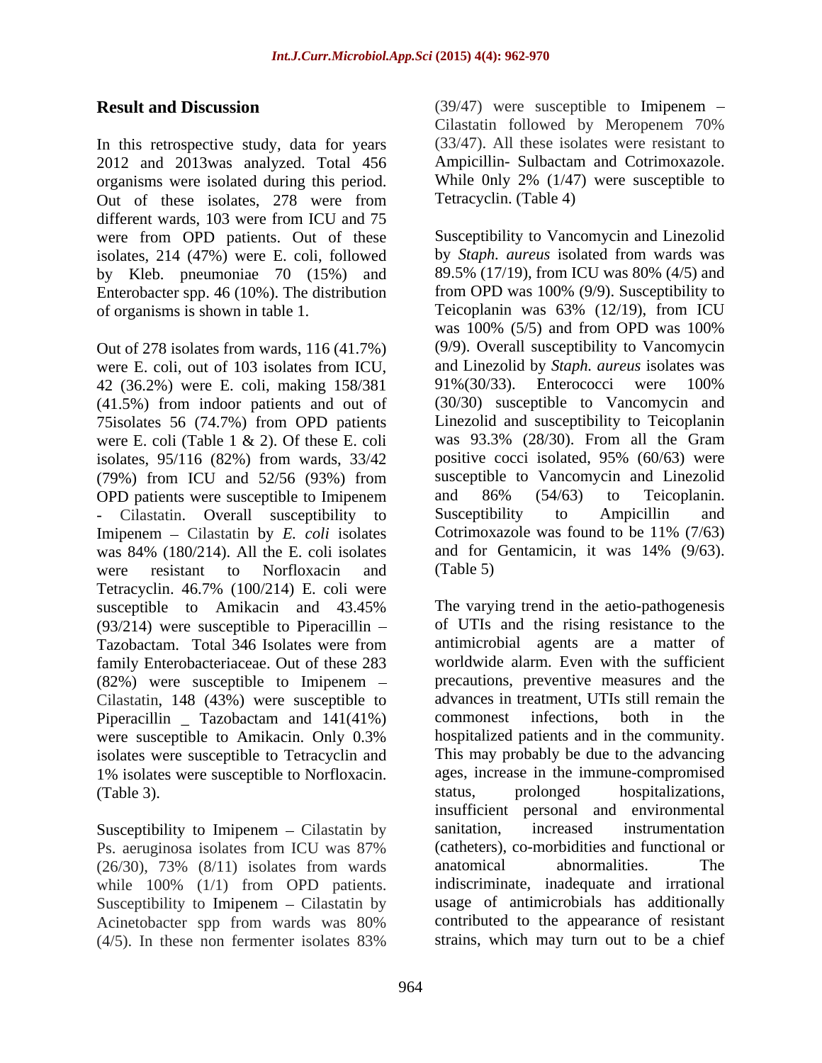## Result and Discussion

In this retrospective study, data for years 2012 and 2013was analyzed. Total 456 organisms were isolated during this period. Out of these isolates, 278 were from different wards, 103 were from ICU and 75 were from OPD patients. Out of these isolates, 214 (47%) were E. coli, followed by Kleb. pneumoniae 70 (15%) and Enterobacter spp. 46 (10%). The distribution of organisms is shown in table 1.

Out of 278 isolates from wards, 116 (41.7%) were E. coli, out of 103 isolates from ICU, 42 (36.2%) were E. coli, making 158/381 (41.5%) from indoor patients and out of 75isolates 56 (74.7%) from OPD patients were E. coli (Table 1 & 2). Of these E. coli isolates, 95/116 (82%) from wards, 33/42 (79%) from ICU and 52/56 (93%) from OPD patients were susceptible to Imipenem - Cilastatin. Overall susceptibility to Imipenem – Cilastatin by *E. coli* isolates was 84% (180/214). All the E. coli isolates were resistant to Norfloxacin and Tetracyclin. 46.7% (100/214) E. coli were susceptible to Amikacin and 43.45% (93/214) were susceptible to Piperacillin – Tazobactam. Total 346 Isolates were from family Enterobacteriaceae. Out of these 283 (82%) were susceptible to Imipenem – Cilastatin, 148 (43%) were susceptible to Piperacillin _ Tazobactam and 141(41%) were susceptible to Amikacin. Only 0.3% isolates were susceptible to Tetracyclin and 1% isolates were susceptible to Norfloxacin. (Table 3).

Susceptibility to Imipenem – Cilastatin by Ps. aeruginosa isolates from ICU was 87% (26/30), 73% (8/11) isolates from wards while 100% (1/1) from OPD patients. Susceptibility to Imipenem – Cilastatin by Acinetobacter spp from wards was 80% (4/5). In these non fermenter isolates 83% (39/47) were susceptible to Imipenem – Cilastatin followed by Meropenem 70% (33/47). All these isolates were resistant to Ampicillin- Sulbactam and Cotrimoxazole. While 0nly 2% (1/47) were susceptible to Tetracyclin. (Table 4)

Susceptibility to Vancomycin and Linezolid by *Staph. aureus* isolated from wards was 89.5% (17/19), from ICU was 80% (4/5) and from OPD was 100% (9/9). Susceptibility to Teicoplanin was 63% (12/19), from ICU was 100% (5/5) and from OPD was 100% (9/9). Overall susceptibility to Vancomycin and Linezolid by *Staph. aureus* isolates was 91%(30/33). Enterococci were 100% (30/30) susceptible to Vancomycin and Linezolid and susceptibility to Teicoplanin was 93.3% (28/30). From all the Gram positive cocci isolated, 95% (60/63) were susceptible to Vancomycin and Linezolid and 86% (54/63) to Teicoplanin. Susceptibility to Ampicillin and Cotrimoxazole was found to be 11% (7/63) and for Gentamicin, it was 14% (9/63). (Table 5)

The varying trend in the aetio-pathogenesis of UTIs and the rising resistance to the antimicrobial agents are a matter of worldwide alarm. Even with the sufficient precautions, preventive measures and the advances in treatment, UTIs still remain the commonest infections, both in the hospitalized patients and in the community. This may probably be due to the advancing ages, increase in the immune-compromised status, prolonged hospitalizations, insufficient personal and environmental sanitation, increased instrumentation (catheters), co-morbidities and functional or anatomical abnormalities. The indiscriminate, inadequate and irrational usage of antimicrobials has additionally contributed to the appearance of resistant strains, which may turn out to be a chief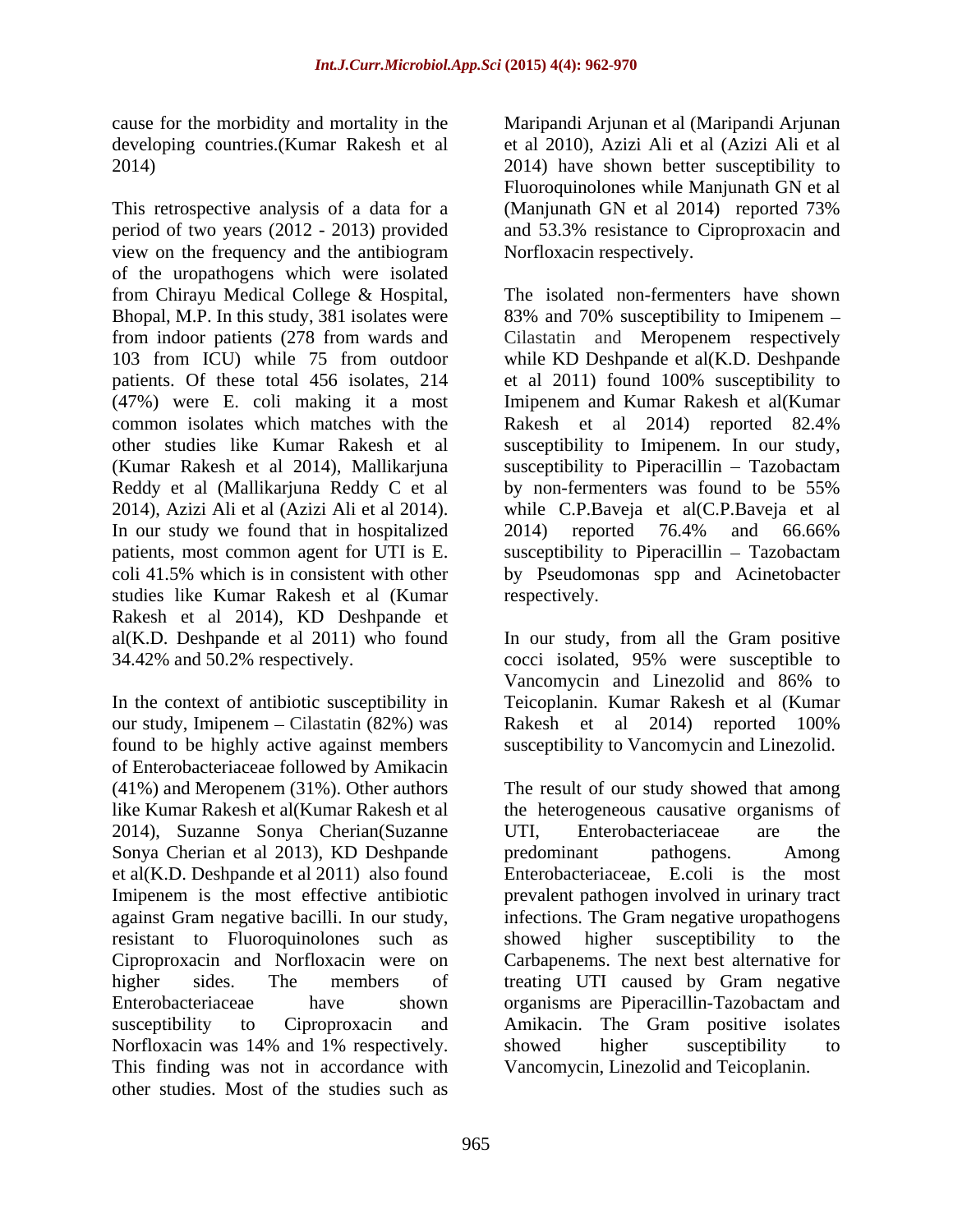cause for the morbidity and mortality in the developing countries.(Kumar Rakesh et al 2014)

This retrospective analysis of a data for a period of two years (2012 - 2013) provided view on the frequency and the antibiogram of the uropathogens which were isolated from Chirayu Medical College & Hospital, Bhopal, M.P. In this study, 381 isolates were from indoor patients (278 from wards and 103 from ICU) while 75 from outdoor patients. Of these total 456 isolates, 214 (47%) were E. coli making it a most common isolates which matches with the other studies like Kumar Rakesh et al (Kumar Rakesh et al 2014), Mallikarjuna Reddy et al (Mallikarjuna Reddy C et al 2014), Azizi Ali et al (Azizi Ali et al 2014). In our study we found that in hospitalized patients, most common agent for UTI is E. coli 41.5% which is in consistent with other studies like Kumar Rakesh et al (Kumar Rakesh et al 2014), KD Deshpande et al(K.D. Deshpande et al 2011) who found 34.42% and 50.2% respectively.

In the context of antibiotic susceptibility in our study, Imipenem – Cilastatin (82%) was found to be highly active against members of Enterobacteriaceae followed by Amikacin (41%) and Meropenem (31%). Other authors like Kumar Rakesh et al(Kumar Rakesh et al 2014), Suzanne Sonya Cherian(Suzanne Sonya Cherian et al 2013), KD Deshpande et al(K.D. Deshpande et al 2011) also found Imipenem is the most effective antibiotic against Gram negative bacilli. In our study, resistant to Fluoroquinolones such as Ciproproxacin and Norfloxacin were on higher sides. The members of Enterobacteriaceae have shown susceptibility to Ciproproxacin and Norfloxacin was 14% and 1% respectively. This finding was not in accordance with other studies. Most of the studies such as Maripandi Arjunan et al (Maripandi Arjunan et al 2010), Azizi Ali et al (Azizi Ali et al 2014) have shown better susceptibility to Fluoroquinolones while Manjunath GN et al (Manjunath GN et al 2014) reported 73% and 53.3% resistance to Ciproproxacin and Norfloxacin respectively.

The isolated non-fermenters have shown 83% and 70% susceptibility to Imipenem – Cilastatin and Meropenem respectively while KD Deshpande et al(K.D. Deshpande et al 2011) found 100% susceptibility to Imipenem and Kumar Rakesh et al(Kumar Rakesh et al 2014) reported 82.4% susceptibility to Imipenem. In our study, susceptibility to Piperacillin – Tazobactam by non-fermenters was found to be 55% while C.P.Baveja et al(C.P.Baveja et al 2014) reported 76.4% and 66.66% susceptibility to Piperacillin – Tazobactam by Pseudomonas spp and Acinetobacter respectively.

In our study, from all the Gram positive cocci isolated, 95% were susceptible to Vancomycin and Linezolid and 86% to Teicoplanin. Kumar Rakesh et al (Kumar Rakesh et al 2014) reported 100% susceptibility to Vancomycin and Linezolid.

The result of our study showed that among the heterogeneous causative organisms of UTI, Enterobacteriaceae are the predominant pathogens. Among Enterobacteriaceae, E.coli is the most prevalent pathogen involved in urinary tract infections. The Gram negative uropathogens showed higher susceptibility to the Carbapenems. The next best alternative for treating UTI caused by Gram negative organisms are Piperacillin-Tazobactam and Amikacin. The Gram positive isolates showed higher susceptibility to Vancomycin, Linezolid and Teicoplanin.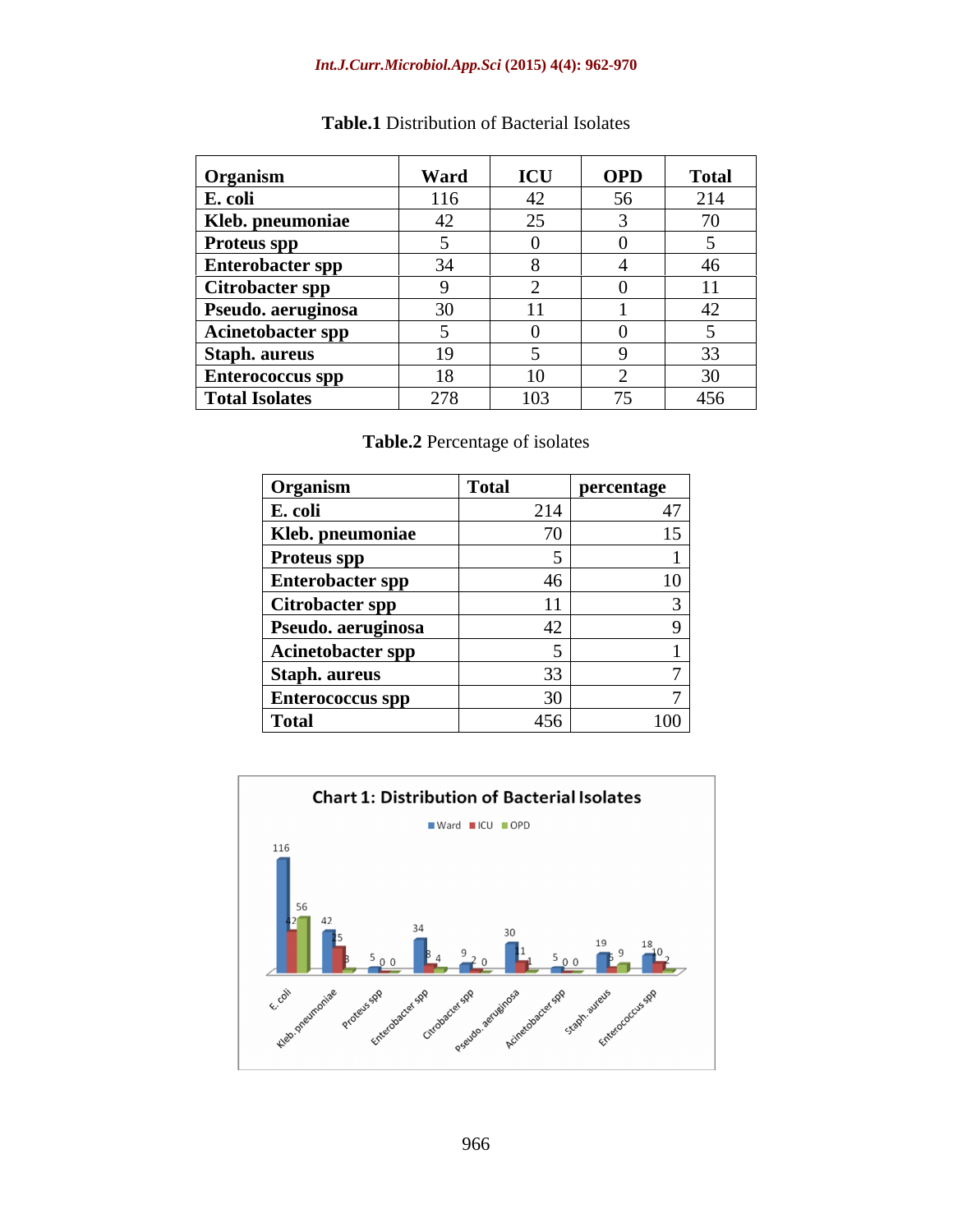**Table.1** Distribution of Bacterial Isolates

| Organism | Ward | ICU | OPD | Total |
|---|---|---|---|---|
| E. coli | 116 | 42 | 56 | 214 |
| Kleb. pneumoniae | 42 | 25 | 3 | 70 |
| Proteus spp | 5 | 0 | 0 | 5 |
| Enterobacter spp | 34 | 8 | 4 | 46 |
| Citrobacter spp | 9 | 2 | 0 | 11 |
| Pseudo. aeruginosa | 30 | 11 | 1 | 42 |
| Acinetobacter spp | 5 | 0 | 0 | 5 |
| Staph. aureus | 19 | 5 | 9 | 33 |
| Enterococcus spp | 18 | 10 | 2 | 30 |
| Total Isolates | 278 | 103 | 75 | 456 |

**Table.2** Percentage of isolates

| Organism | Total | percentage |
|---|---|---|
| E. coli | 214 | 47 |
| Kleb. pneumoniae | 70 | 15 |
| Proteus spp | 5 | 1 |
| Enterobacter spp | 46 | 10 |
| Citrobacter spp | 11 | 3 |
| Pseudo. aeruginosa | 42 | 9 |
| Acinetobacter spp | 5 | 1 |
| Staph. aureus | 33 | 7 |
| Enterococcus spp | 30 | 7 |
| Total | 456 | 100 |

**Chart 1: Distribution of Bacterial Isolates**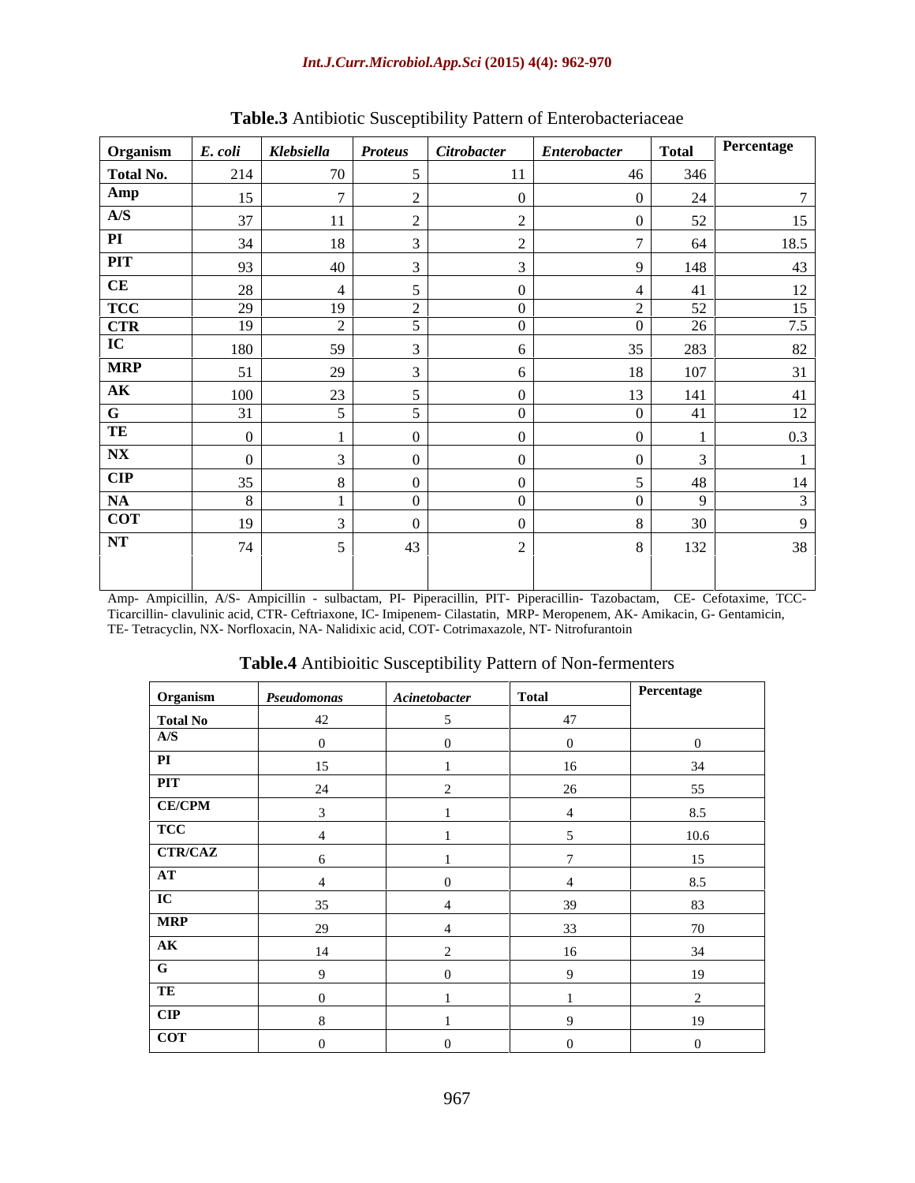**Table.3** Antibiotic Susceptibility Pattern of Enterobacteriaceae

| Organism | *E. coli* | *Klebsiella* | *Proteus* | *Citrobacter* | *Enterobacter* | Total | Percentage |
|---|---|---|---|---|---|---|---|
| Total No. | 214 | 70 | 5 | 11 | 46 | 346 | |
| Amp | 15 | 7 | 2 | 0 | 0 | 24 | 7 |
| A/S | 37 | 11 | 2 | 2 | 0 | 52 | 15 |
| PI | 34 | 18 | 3 | 2 | 7 | 64 | 18.5 |
| PIT | 93 | 40 | 3 | 3 | 9 | 148 | 43 |
| CE | 28 | 4 | 5 | 0 | 4 | 41 | 12 |
| TCC | 29 | 19 | 2 | 0 | 2 | 52 | 15 |
| CTR | 19 | 2 | 5 | 0 | 0 | 26 | 7.5 |
| IC | 180 | 59 | 3 | 6 | 35 | 283 | 82 |
| MRP | 51 | 29 | 3 | 6 | 18 | 107 | 31 |
| AK | 100 | 23 | 5 | 0 | 13 | 141 | 41 |
| G | 31 | 5 | 5 | 0 | 0 | 41 | 12 |
| TE | 0 | 1 | 0 | 0 | 0 | 1 | 0.3 |
| NX | 0 | 3 | 0 | 0 | 0 | 3 | 1 |
| CIP | 35 | 8 | 0 | 0 | 5 | 48 | 14 |
| NA | 8 | 1 | 0 | 0 | 0 | 9 | 3 |
| COT | 19 | 3 | 0 | 0 | 8 | 30 | 9 |
| NT | 74 | 5 | 43 | 2 | 8 | 132 | 38 |

Amp- Ampicillin, A/S- Ampicillin - sulbactam, PI- Piperacillin, PIT- Piperacillin- Tazobactam, CE- Cefotaxime, TCC- Ticarcillin- clavulinic acid, CTR- Ceftriaxone, IC- Imipenem- Cilastatin, MRP- Meropenem, AK- Amikacin, G- Gentamicin, TE- Tetracyclin, NX- Norfloxacin, NA- Nalidixic acid, COT- Cotrimaxazole, NT- Nitrofurantoin

**Table.4** Antibioitic Susceptibility Pattern of Non-fermenters

| Organism | *Pseudomonas* | *Acinetobacter* | Total | Percentage |
|---|---|---|---|---|
| Total No | 42 | 5 | 47 | |
| A/S | 0 | 0 | 0 | 0 |
| PI | 15 | 1 | 16 | 34 |
| PIT | 24 | 2 | 26 | 55 |
| CE/CPM | 3 | 1 | 4 | 8.5 |
| TCC | 4 | 1 | 5 | 10.6 |
| CTR/CAZ | 6 | 1 | 7 | 15 |
| AT | 4 | 0 | 4 | 8.5 |
| IC | 35 | 4 | 39 | 83 |
| MRP | 29 | 4 | 33 | 70 |
| AK | 14 | 2 | 16 | 34 |
| G | 9 | 0 | 9 | 19 |
| TE | 0 | 1 | 1 | 2 |
| CIP | 8 | 1 | 9 | 19 |
| COT | 0 | 0 | 0 | 0 |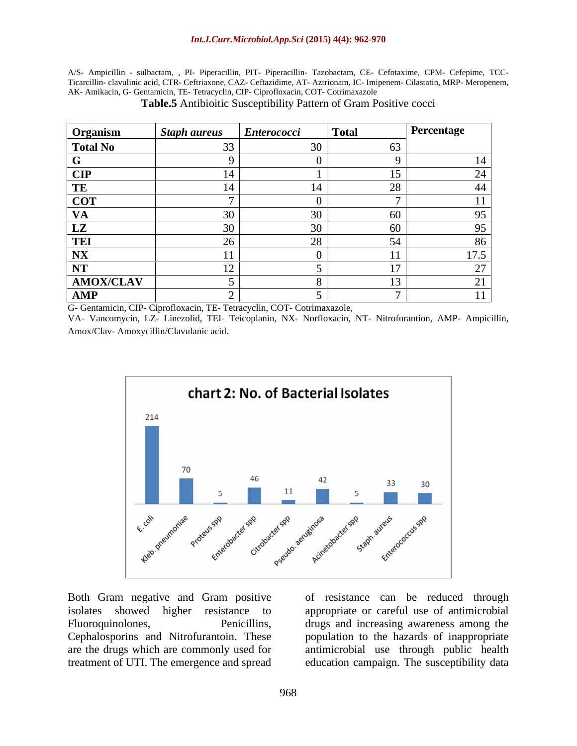A/S- Ampicillin - sulbactam, , PI- Piperacillin, PIT- Piperacillin- Tazobactam, CE- Cefotaxime, CPM- Cefepime, TCC- Ticarcillin- clavulinic acid, CTR- Ceftriaxone, CAZ- Ceftazidime, AT- Aztrionam, IC- Imipenem- Cilastatin, MRP- Meropenem, AK- Amikacin, G- Gentamicin, TE- Tetracyclin, CIP- Ciprofloxacin, COT- Cotrimaxazole

**Table.5** Antibioitic Susceptibility Pattern of Gram Positive cocci

| Organism | *Staph aureus* | *Enterococci* | Total | Percentage |
|---|---|---|---|---|
| **Total No** | 33 | 30 | 63 | |
| **G** | 9 | 0 | 9 | 14 |
| **CIP** | 14 | 1 | 15 | 24 |
| **TE** | 14 | 14 | 28 | 44 |
| **COT** | 7 | 0 | 7 | 11 |
| **VA** | 30 | 30 | 60 | 95 |
| **LZ** | 30 | 30 | 60 | 95 |
| **TEI** | 26 | 28 | 54 | 86 |
| **NX** | 11 | 0 | 11 | 17.5 |
| **NT** | 12 | 5 | 17 | 27 |
| **AMOX/CLAV** | 5 | 8 | 13 | 21 |
| **AMP** | 2 | 5 | 7 | 11 |

G- Gentamicin, CIP- Ciprofloxacin, TE- Tetracyclin, COT- Cotrimaxazole, VA- Vancomycin, LZ- Linezolid, TEI- Teicoplanin, NX- Norfloxacin, NT- Nitrofurantion, AMP- Ampicillin, Amox/Clav- Amoxycillin/Clavulanic acid.

**chart 2: No. of Bacterial Isolates**

| E. coli | Kleb. pneumoniae | Proteus spp | Enterobacter spp | Citrobacter spp | Pseudo. aeruginosa | Acinetobacter spp | Staph. aureus | Enterococcus spp |
|---|---|---|---|---|---|---|---|---|
| 214 | 70 | 5 | 46 | 11 | 42 | 5 | 33 | 30 |

Both Gram negative and Gram positive isolates showed higher resistance to Fluoroquinolones, Penicillins, Cephalosporins and Nitrofurantoin. These are the drugs which are commonly used for treatment of UTI. The emergence and spread of resistance can be reduced through appropriate or careful use of antimicrobial drugs and increasing awareness among the population to the hazards of inappropriate antimicrobial use through public health education campaign. The susceptibility data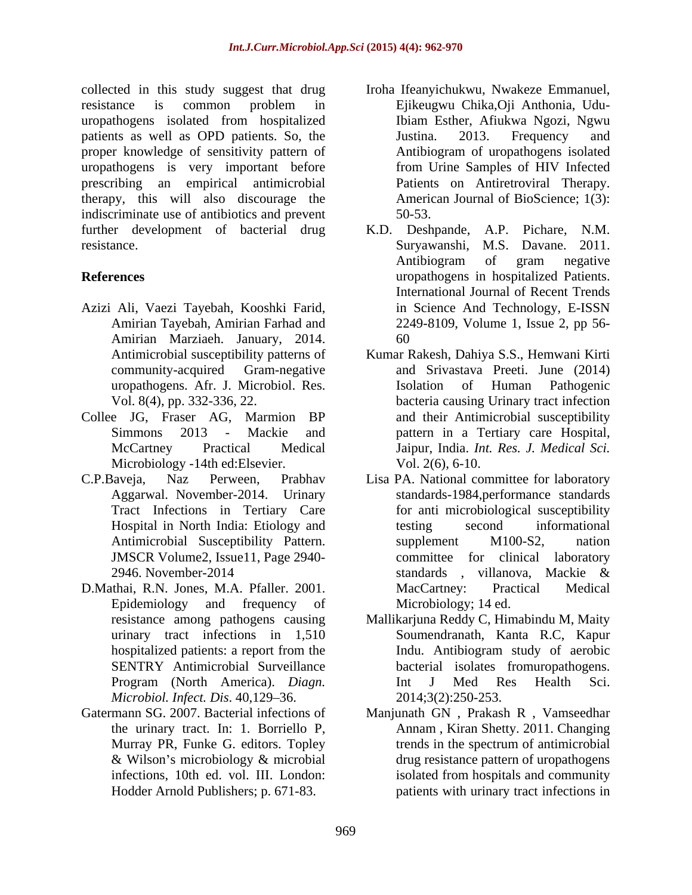collected in this study suggest that drug resistance is common problem in uropathogens isolated from hospitalized patients as well as OPD patients. So, the proper knowledge of sensitivity pattern of uropathogens is very important before prescribing an empirical antimicrobial therapy, this will also discourage the indiscriminate use of antibiotics and prevent further development of bacterial drug resistance.

## References

Azizi Ali, Vaezi Tayebah, Kooshki Farid, Amirian Tayebah, Amirian Farhad and Amirian Marziaeh. January, 2014. Antimicrobial susceptibility patterns of community-acquired Gram-negative uropathogens. Afr. J. Microbiol. Res. Vol. 8(4), pp. 332-336, 22.

Collee JG, Fraser AG, Marmion BP Simmons 2013 - Mackie and McCartney Practical Medical Microbiology -14th ed:Elsevier.

C.P.Baveja, Naz Perween, Prabhav Aggarwal. November-2014. Urinary Tract Infections in Tertiary Care Hospital in North India: Etiology and Antimicrobial Susceptibility Pattern. JMSCR Volume2, Issue11, Page 2940-2946. November-2014

D.Mathai, R.N. Jones, M.A. Pfaller. 2001. Epidemiology and frequency of resistance among pathogens causing urinary tract infections in 1,510 hospitalized patients: a report from the SENTRY Antimicrobial Surveillance Program (North America). *Diagn. Microbiol. Infect. Dis*. 40,129–36.

Gatermann SG. 2007. Bacterial infections of the urinary tract. In: 1. Borriello P, Murray PR, Funke G. editors. Topley & Wilson's microbiology & microbial infections, 10th ed. vol. III. London: Hodder Arnold Publishers; p. 671-83.

Iroha Ifeanyichukwu, Nwakeze Emmanuel, Ejikeugwu Chika,Oji Anthonia, Udu-Ibiam Esther, Afiukwa Ngozi, Ngwu Justina. 2013. Frequency and Antibiogram of uropathogens isolated from Urine Samples of HIV Infected Patients on Antiretroviral Therapy. American Journal of BioScience; 1(3): 50-53.

K.D. Deshpande, A.P. Pichare, N.M. Suryawanshi, M.S. Davane. 2011. Antibiogram of gram negative uropathogens in hospitalized Patients. International Journal of Recent Trends in Science And Technology, E-ISSN 2249-8109, Volume 1, Issue 2, pp 56-60

Kumar Rakesh, Dahiya S.S., Hemwani Kirti and Srivastava Preeti. June (2014) Isolation of Human Pathogenic bacteria causing Urinary tract infection and their Antimicrobial susceptibility pattern in a Tertiary care Hospital, Jaipur, India. *Int. Res. J. Medical Sci.* Vol. 2(6), 6-10.

Lisa PA. National committee for laboratory standards-1984,performance standards for anti microbiological susceptibility testing second informational supplement M100-S2, nation committee for clinical laboratory standards , villanova, Mackie & MacCartney: Practical Medical Microbiology; 14 ed.

Mallikarjuna Reddy C, Himabindu M, Maity Soumendranath, Kanta R.C, Kapur Indu. Antibiogram study of aerobic bacterial isolates fromuropathogens. Int J Med Res Health Sci. 2014;3(2):250-253.

Manjunath GN , Prakash R , Vamseedhar Annam , Kiran Shetty. 2011. Changing trends in the spectrum of antimicrobial drug resistance pattern of uropathogens isolated from hospitals and community patients with urinary tract infections in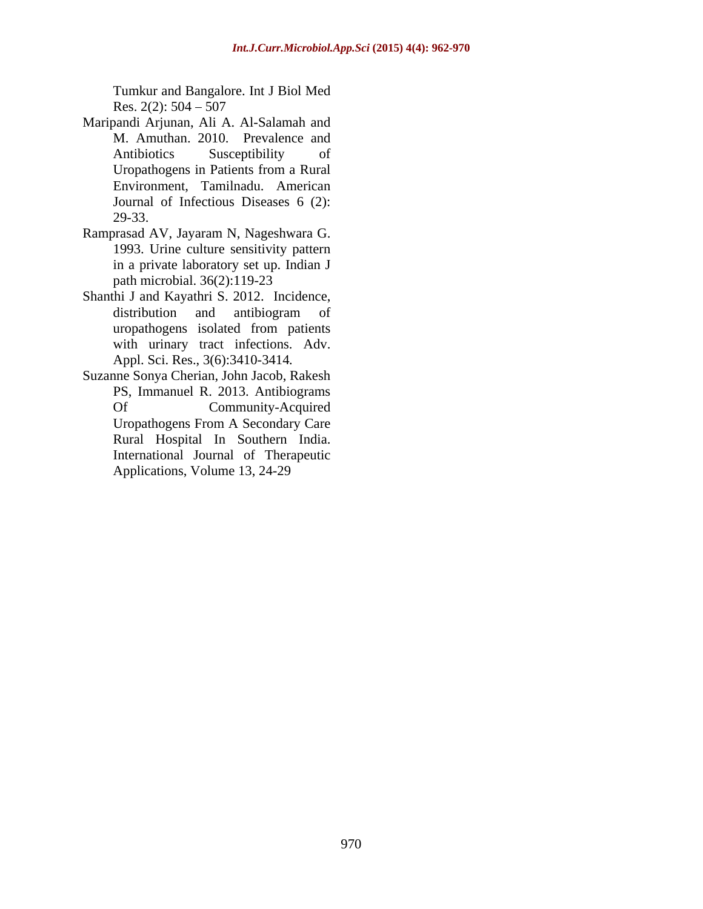Tumkur and Bangalore. Int J Biol Med Res. 2(2): 504 – 507

Maripandi Arjunan, Ali A. Al-Salamah and M. Amuthan. 2010. Prevalence and Antibiotics Susceptibility of Uropathogens in Patients from a Rural Environment, Tamilnadu. American Journal of Infectious Diseases 6 (2): 29-33.

Ramprasad AV, Jayaram N, Nageshwara G. 1993. Urine culture sensitivity pattern in a private laboratory set up. Indian J path microbial. 36(2):119-23

Shanthi J and Kayathri S. 2012. Incidence, distribution and antibiogram of uropathogens isolated from patients with urinary tract infections. Adv. Appl. Sci. Res., 3(6):3410-3414.

Suzanne Sonya Cherian, John Jacob, Rakesh PS, Immanuel R. 2013. Antibiograms Of Community-Acquired Uropathogens From A Secondary Care Rural Hospital In Southern India. International Journal of Therapeutic Applications, Volume 13, 24-29